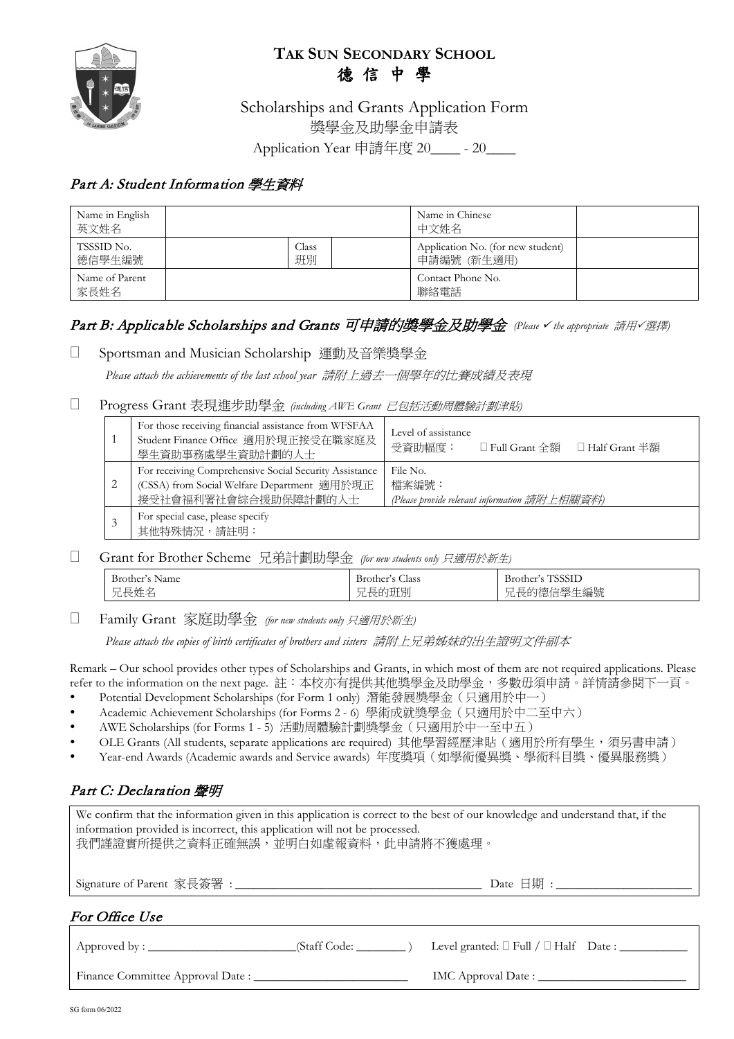# TAK SUN SECONDARY SCHOOL
# 德 信 中 學

## Scholarships and Grants Application Form
## 獎學金及助學金申請表

Application Year 申請年度 20____ - 20____

### *Part A: Student Information 學生資料*

| Name in English 英文姓名 | | | | Name in Chinese 中文姓名 | |
|---|---|---|---|---|---|
| TSSSID No. 德信學生編號 | | Class 班別 | | Application No. (for new student) 申請編號 (新生適用) | |
| Name of Parent 家長姓名 | | | | Contact Phone No. 聯絡電話 | |

### *Part B: Applicable Scholarships and Grants 可申請的獎學金及助學金* *(Please ✓ the appropriate 請用✓選擇)*

☐ Sportsman and Musician Scholarship 運動及音樂獎學金

*Please attach the achievements of the last school year 請附上過去一個學年的比賽成績及表現*

☐ Progress Grant 表現進步助學金 *(including AWE Grant 已包括活動周體驗計劃津貼)*

| | | |
|---|---|---|
| 1 | For those receiving financial assistance from WFSFAA Student Finance Office 適用於現正接受在職家庭及學生資助事務處學生資助計劃的人士 | Level of assistance 受資助幅度： ☐ Full Grant 全額 ☐ Half Grant 半額 |
| 2 | For receiving Comprehensive Social Security Assistance (CSSA) from Social Welfare Department 適用於現正接受社會福利署社會綜合援助保障計劃的人士 | File No. 檔案編號： *(Please provide relevant information 請附上相關資料)* |
| 3 | For special case, please specify 其他特殊情況，請註明： | |

☐ Grant for Brother Scheme 兄弟計劃助學金 *(for new students only 只適用於新生)*

| Brother's Name 兄長姓名 | Brother's Class 兄長的班別 | Brother's TSSSID 兄長的德信學生編號 |
|---|---|---|

☐ Family Grant 家庭助學金 *(for new students only 只適用於新生)*

*Please attach the copies of birth certificates of brothers and sisters 請附上兄弟姊妹的出生證明文件副本*

Remark – Our school provides other types of Scholarships and Grants, in which most of them are not required applications. Please refer to the information on the next page. 註：本校亦有提供其他獎學金及助學金，多數毋須申請。詳情請參閱下一頁。

- Potential Development Scholarships (for Form 1 only) 潛能發展獎學金（只適用於中一）
- Academic Achievement Scholarships (for Forms 2 - 6) 學術成就獎學金（只適用於中二至中六）
- AWE Scholarships (for Forms 1 - 5) 活動周體驗計劃獎學金（只適用於中一至中五）
- OLE Grants (All students, separate applications are required) 其他學習經歷津貼（適用於所有學生，須另書申請）
- Year-end Awards (Academic awards and Service awards) 年度獎項（如學術優異獎、學術科目獎、優異服務獎）

### *Part C: Declaration 聲明*

We confirm that the information given in this application is correct to the best of our knowledge and understand that, if the information provided is incorrect, this application will not be processed.
我們謹證實所提供之資料正確無誤，並明白如虛報資料，此申請將不獲處理。

Signature of Parent 家長簽署 :______________________________ Date 日期 :____________________

### *For Office Use*

Approved by : ______________________(Staff Code: ________ ) Level granted: ☐ Full / ☐ Half Date : ___________

Finance Committee Approval Date : ______________________ IMC Approval Date : ______________________

SG form 06/2022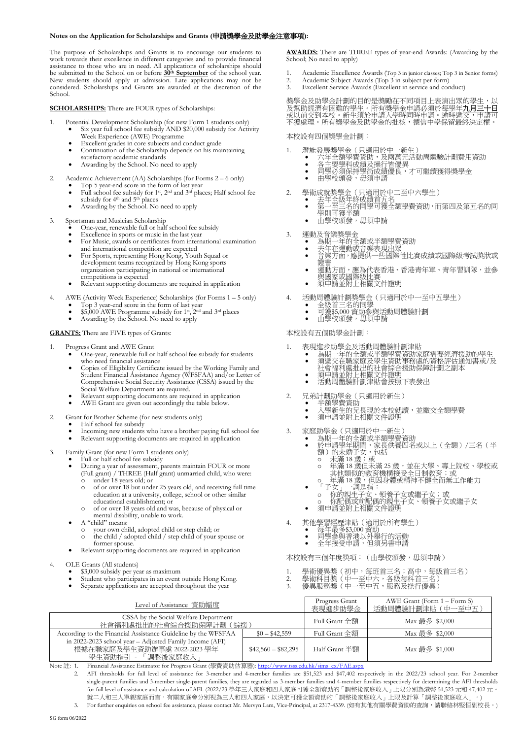**Notes on the Application for Scholarships and Grants (申請獎學金及助學金注意事項):**

The purpose of Scholarships and Grants is to encourage our students to work towards their excellence in different categories and to provide financial assistance to those who are in need. All applications of scholarships should be submitted to the School on or before **30th September** of the school year. New students should apply at admission. Late applications may not be considered. Scholarships and Grants are awarded at the discretion of the School.

**SCHOLARSHIPS:** There are FOUR types of Scholarships:

1. Potential Development Scholarship (for new Form 1 students only)
   - Six year full school fee subsidy AND $20,000 subsidy for Activity Week Experience (AWE) Programme
   - Excellent grades in core subjects and conduct grade
   - Continuation of the Scholarship depends on his maintaining satisfactory academic standards
   - Awarding by the School. No need to apply

2. Academic Achievement (AA) Scholarships (for Forms 2 – 6 only)
   - Top 5 year-end score in the form of last year
   - Full school fee subsidy for 1st, 2nd and 3rd places; Half school fee subsidy for 4th and 5th places
   - Awarding by the School. No need to apply

3. Sportsman and Musician Scholarship
   - One-year, renewable full or half school fee subsidy
   - Excellence in sports or music in the last year
   - For Music, awards or certificates from international examination and international competition are expected
   - For Sports, representing Hong Kong, Youth Squad or development teams recognized by Hong Kong sports organization participating in national or international competitions is expected
   - Relevant supporting documents are required in application

4. AWE (Activity Week Experience) Scholarships (for Forms 1 – 5 only)
   - Top 3 year-end score in the form of last year
   - $5,000 AWE Programme subsidy for 1st, 2nd and 3rd places
   - Awarding by the School. No need to apply

**GRANTS:** There are FIVE types of Grants:

1. Progress Grant and AWE Grant
   - One-year, renewable full or half school fee subsidy for students who need financial assistance
   - Copies of Eligibility Certificate issued by the Working Family and Student Financial Assistance Agency (WFSFAA) and/or Letter of Comprehensive Social Security Assistance (CSSA) issued by the Social Welfare Department are required.
   - Relevant supporting documents are required in application
   - AWE Grant are given out accordingly the table below.

2. Grant for Brother Scheme (for new students only)
   - Half school fee subsidy
   - Incoming new students who have a brother paying full school fee
   - Relevant supporting documents are required in application

3. Family Grant (for new Form 1 students only)
   - Full or half school fee subsidy
   - During a year of assessment, parents maintain FOUR or more (Full grant) / THREE (Half grant) unmarried child, who were:
     - under 18 years old; or
     - of or over 18 but under 25 years old, and receiving full time education at a university, college, school or other similar educational establishment; or
     - of or over 18 years old and was, because of physical or mental disability, unable to work.
   - A "child" means:
     - your own child, adopted child or step child; or
     - the child / adopted child / step child of your spouse or former spouse.
   - Relevant supporting documents are required in application

4. OLE Grants (All students)
   - $3,000 subsidy per year as maximum
   - Student who participates in an event outside Hong Kong.
   - Separate applications are accepted throughout the year

**AWARDS:** There are THREE types of year-end Awards: (Awarding by the School; No need to apply)

1. Academic Excellence Awards (Top 3 in junior classes; Top 3 in Senior forms)
2. Academic Subject Awards (Top 3 in subject per form)
3. Excellent Service Awards (Excellent in service and conduct)

獎學金及助學金計劃的目的是獎勵在不同項目上表演出眾的學生，以及幫助經濟有困難的學生。所有獎學金申請必須於每學年**九月三十日**或以前交到本校。新生須於申請入學時同時申請。逾時遞交，申請可不獲處理。所有獎學金及助學金的批核，德信中學保留最終決定權。

本校設有四個獎學金計劃：

1. 潛能發展獎學金（只適用於中一新生）
   - 六年全額學費資助，及兩萬元活動周體驗計劃費用資助
   - 各主要學科成績及操行皆優異
   - 同學必須保持學術成績優良，才可繼續獲得獎學金
   - 由學校頒發，毋須申請

2. 學術成就獎學金（只適用於中二至中六學生）
   - 去年全級年終成績首五名
   - 第一至三名的同學可獲全額學費資助，而第四及第五名的同學則可獲半額
   - 由學校頒發，毋須申請

3. 運動及音樂獎學金
   - 為期一年的全額或半額學費資助
   - 去年在運動或音樂表現出眾
   - 音樂方面，應提供一些國際性比賽成績或國際級考試獎狀或證書
   - 運動方面，應為代表香港、香港青年軍、青年習訓隊，並參與國家或國際級比賽
   - 須申請並附上相關文件證明

4. 活動周體驗計劃獎學金（只適用於中一至中五學生）
   - 全級首三名的同學
   - 可獲$5,000 資助參與活動周體驗計劃
   - 由學校頒發，毋須申請

本校設有五個助學金計劃：

1. 表現進步助學金及活動周體驗計劃津貼
   - 為期一年的全額或半額學費資助家庭需要經濟援助的學生
   - 須遞交在職家庭及學生資助事務處的資格評估通知書或/及社會福利處批出的社會綜合援助保障計劃之副本
   - 須申請並附上相關文件證明
   - 活動周體驗計劃津貼會按照下表發出

2. 兄弟計劃助學金（只適用於新生）
   - 半額學費資助
   - 入學新生的兄長現於本校就讀，並繳交全額學費
   - 須申請並附上相關文件證明

3. 家庭助學金（只適用於中一新生）
   - 為期一年的全額或半額學費資助
   - 於申請學年期間，家長供養四名或以上（全額）/三名（半額）的未婚子女，包括
     - 未滿 18 歲；或
     - 年滿 18 歲但未滿 25 歲，並在大學、專上院校、學校或其他類似的教育機構接受全日制教育；或
     - 年滿 18 歲，但因身體或精神不健全而無工作能力
   - 「子女」一詞是指：
     - 你的親生子女、領養子女或繼子女；或
     - 你配偶或前配偶的親生子女、領養子女或繼子女
   - 須申請並附上相關文件證明

4. 其他學習經歷津貼（適用於所有學生）
   - 每年最多$3,000 資助
   - 同學參與香港以外舉行的活動
   - 全年接受申請，但須另書申請

本校設有三個年度獎項：（由學校頒發，毋須申請）

1. 學術優異獎（初中，每班首三名；高中，每級首三名）
2. 學術科目獎（中一至中六，各級每科首三名）
3. 優異服務獎（中一至中五，服務及操行優異）

| Level of Assistance 資助幅度 | | Progress Grant 表現進步助學金 | AWE Grant (Form 1 – Form 5) 活動周體驗計劃津貼（中一至中五） |
|---|---|---|---|
| CSSA by the Social Welfare Department 社會福利處批出的社會綜合援助保障計劃（綜援） | | Full Grant 全額 | Max 最多 $2,000 |
| According to the Financial Assistance Guideline by the WFSFAA in 2022-2023 school year – Adjusted Family Income (AFI) 根據在職家庭及學生資助辦事處 2022-2023 學年學生資助指引 - 「調整後家庭收入」 | $0 – $42,559 | Full Grant 全額 | Max 最多 $2,000 |
| | $42,560 – $82,295 | Half Grant 半額 | Max 最多 $1,000 |

Note 註: 1. Financial Assistance Estimator for Progress Grant (學費資助估算器): http://www.tss.edu.hk/sims_ex/FAE.aspx

2. AFI thresholds for full level of assistance for 3-member and 4-member families are $51,523 and $47,402 respectively in the 2022/23 school year. For 2-member single-parent families and 3-member single-parent families, they are regarded as 3-member families and 4-member families respectively for determining the AFI thresholds for full level of assistance and calculation of AFI. (2022/23 學年三人家庭和四人家庭可獲全額資助的「調整後家庭收入」上限分別為港幣 51,523 元和 47,402 元。就二人和三人單親家庭而言，有關家庭會分別視為三人和四人家庭，以決定可獲全額資助的「調整後家庭收入」上限及計算「調整後家庭收入」。)

3. For further enquiries on school fee assistance, please contact Mr. Mervyn Lam, Vice-Principal, at 2317-4339. (如有其他有關學費資助的查詢，請聯絡林堅恒副校長。)

SG form 06/2022